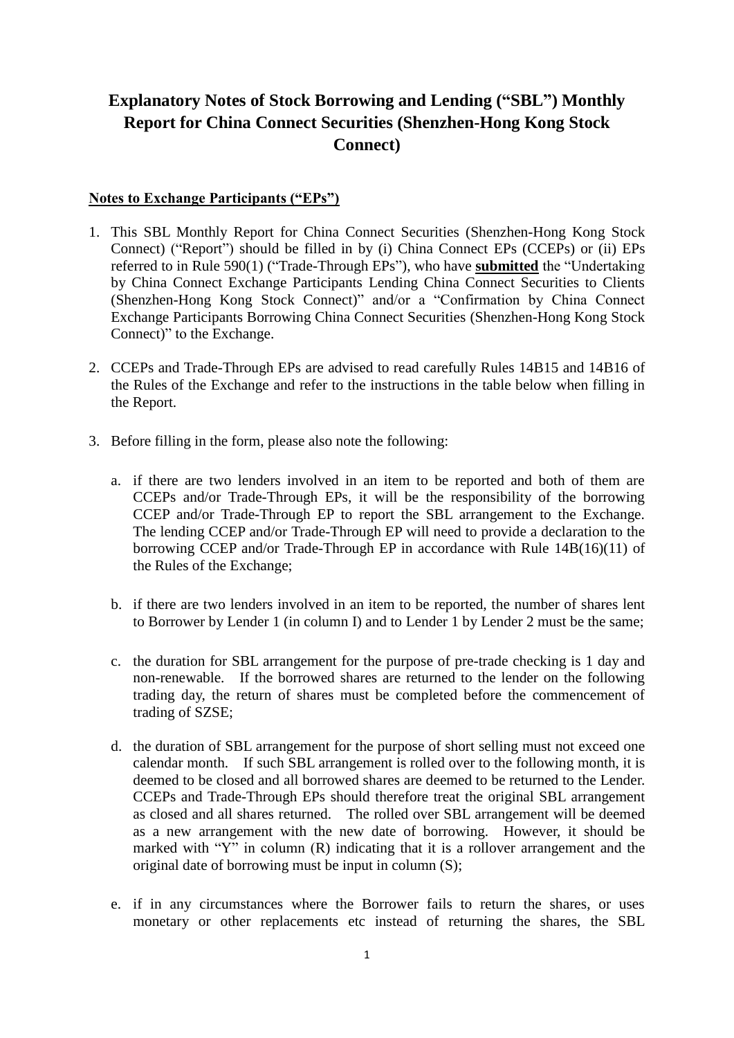# Explanatory Notes of Stock Borrowing and Lending ("SBL") Monthly Report for China Connect Securities (Shenzhen-Hong Kong Stock Connect)

**Notes to Exchange Participants ("EPs")**

1. This SBL Monthly Report for China Connect Securities (Shenzhen-Hong Kong Stock Connect) ("Report") should be filled in by (i) China Connect EPs (CCEPs) or (ii) EPs referred to in Rule 590(1) ("Trade-Through EPs"), who have **submitted** the "Undertaking by China Connect Exchange Participants Lending China Connect Securities to Clients (Shenzhen-Hong Kong Stock Connect)" and/or a "Confirmation by China Connect Exchange Participants Borrowing China Connect Securities (Shenzhen-Hong Kong Stock Connect)" to the Exchange.

2. CCEPs and Trade-Through EPs are advised to read carefully Rules 14B15 and 14B16 of the Rules of the Exchange and refer to the instructions in the table below when filling in the Report.

3. Before filling in the form, please also note the following:

   a. if there are two lenders involved in an item to be reported and both of them are CCEPs and/or Trade-Through EPs, it will be the responsibility of the borrowing CCEP and/or Trade-Through EP to report the SBL arrangement to the Exchange. The lending CCEP and/or Trade-Through EP will need to provide a declaration to the borrowing CCEP and/or Trade-Through EP in accordance with Rule 14B(16)(11) of the Rules of the Exchange;

   b. if there are two lenders involved in an item to be reported, the number of shares lent to Borrower by Lender 1 (in column I) and to Lender 1 by Lender 2 must be the same;

   c. the duration for SBL arrangement for the purpose of pre-trade checking is 1 day and non-renewable. If the borrowed shares are returned to the lender on the following trading day, the return of shares must be completed before the commencement of trading of SZSE;

   d. the duration of SBL arrangement for the purpose of short selling must not exceed one calendar month. If such SBL arrangement is rolled over to the following month, it is deemed to be closed and all borrowed shares are deemed to be returned to the Lender. CCEPs and Trade-Through EPs should therefore treat the original SBL arrangement as closed and all shares returned. The rolled over SBL arrangement will be deemed as a new arrangement with the new date of borrowing. However, it should be marked with "Y" in column (R) indicating that it is a rollover arrangement and the original date of borrowing must be input in column (S);

   e. if in any circumstances where the Borrower fails to return the shares, or uses monetary or other replacements etc instead of returning the shares, the SBL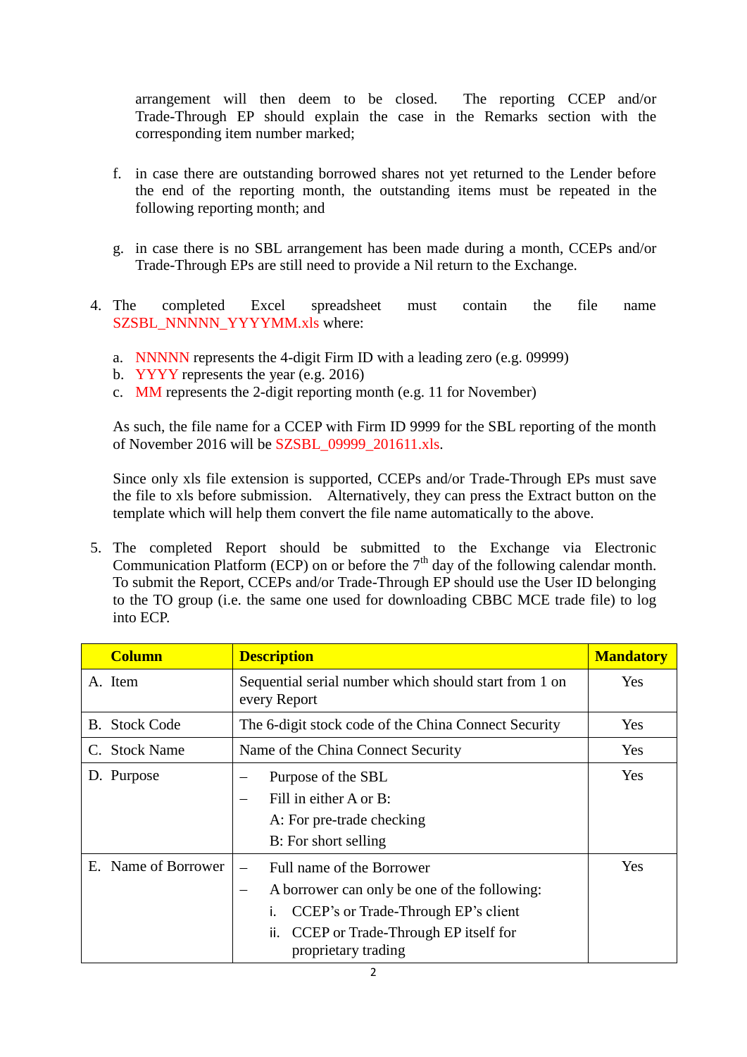arrangement will then deem to be closed. The reporting CCEP and/or Trade-Through EP should explain the case in the Remarks section with the corresponding item number marked;

f. in case there are outstanding borrowed shares not yet returned to the Lender before the end of the reporting month, the outstanding items must be repeated in the following reporting month; and

g. in case there is no SBL arrangement has been made during a month, CCEPs and/or Trade-Through EPs are still need to provide a Nil return to the Exchange.

4. The completed Excel spreadsheet must contain the file name SZSBL_NNNNN_YYYYMM.xls where:

   a. NNNNN represents the 4-digit Firm ID with a leading zero (e.g. 09999)
   b. YYYY represents the year (e.g. 2016)
   c. MM represents the 2-digit reporting month (e.g. 11 for November)

   As such, the file name for a CCEP with Firm ID 9999 for the SBL reporting of the month of November 2016 will be SZSBL_09999_201611.xls.

   Since only xls file extension is supported, CCEPs and/or Trade-Through EPs must save the file to xls before submission. Alternatively, they can press the Extract button on the template which will help them convert the file name automatically to the above.

5. The completed Report should be submitted to the Exchange via Electronic Communication Platform (ECP) on or before the 7th day of the following calendar month. To submit the Report, CCEPs and/or Trade-Through EP should use the User ID belonging to the TO group (i.e. the same one used for downloading CBBC MCE trade file) to log into ECP.

| Column | Description | Mandatory |
|---|---|---|
| A. Item | Sequential serial number which should start from 1 on every Report | Yes |
| B. Stock Code | The 6-digit stock code of the China Connect Security | Yes |
| C. Stock Name | Name of the China Connect Security | Yes |
| D. Purpose | – Purpose of the SBL<br>– Fill in either A or B:<br>A: For pre-trade checking<br>B: For short selling | Yes |
| E. Name of Borrower | – Full name of the Borrower<br>– A borrower can only be one of the following:<br>i. CCEP's or Trade-Through EP's client<br>ii. CCEP or Trade-Through EP itself for proprietary trading | Yes |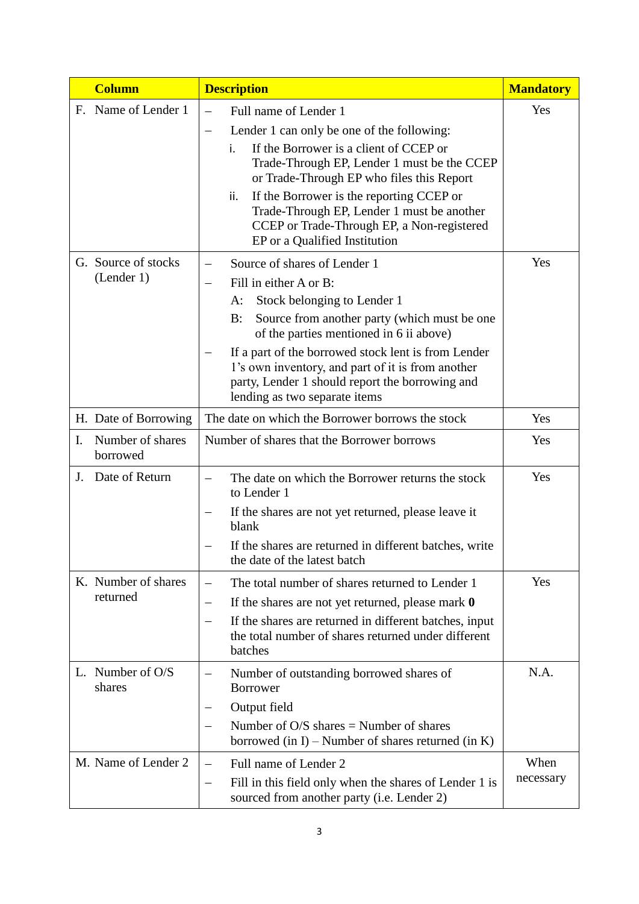| Column | Description | Mandatory |
|---|---|---|
| F. Name of Lender 1 | – Full name of Lender 1<br>– Lender 1 can only be one of the following:<br>i. If the Borrower is a client of CCEP or Trade-Through EP, Lender 1 must be the CCEP or Trade-Through EP who files this Report<br>ii. If the Borrower is the reporting CCEP or Trade-Through EP, Lender 1 must be another CCEP or Trade-Through EP, a Non-registered EP or a Qualified Institution | Yes |
| G. Source of stocks (Lender 1) | – Source of shares of Lender 1<br>– Fill in either A or B:<br>A: Stock belonging to Lender 1<br>B: Source from another party (which must be one of the parties mentioned in 6 ii above)<br>– If a part of the borrowed stock lent is from Lender 1's own inventory, and part of it is from another party, Lender 1 should report the borrowing and lending as two separate items | Yes |
| H. Date of Borrowing | The date on which the Borrower borrows the stock | Yes |
| I. Number of shares borrowed | Number of shares that the Borrower borrows | Yes |
| J. Date of Return | – The date on which the Borrower returns the stock to Lender 1<br>– If the shares are not yet returned, please leave it blank<br>– If the shares are returned in different batches, write the date of the latest batch | Yes |
| K. Number of shares returned | – The total number of shares returned to Lender 1<br>– If the shares are not yet returned, please mark **0**<br>– If the shares are returned in different batches, input the total number of shares returned under different batches | Yes |
| L. Number of O/S shares | – Number of outstanding borrowed shares of Borrower<br>– Output field<br>– Number of O/S shares = Number of shares borrowed (in I) – Number of shares returned (in K) | N.A. |
| M. Name of Lender 2 | – Full name of Lender 2<br>– Fill in this field only when the shares of Lender 1 is sourced from another party (i.e. Lender 2) | When necessary |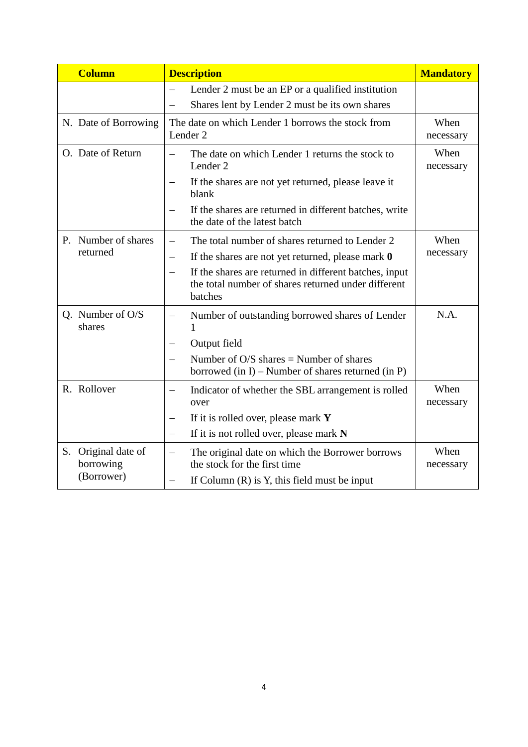| Column | Description | Mandatory |
|---|---|---|
| | – Lender 2 must be an EP or a qualified institution<br>– Shares lent by Lender 2 must be its own shares | |
| N. Date of Borrowing | The date on which Lender 1 borrows the stock from Lender 2 | When necessary |
| O. Date of Return | – The date on which Lender 1 returns the stock to Lender 2<br>– If the shares are not yet returned, please leave it blank<br>– If the shares are returned in different batches, write the date of the latest batch | When necessary |
| P. Number of shares returned | – The total number of shares returned to Lender 2<br>– If the shares are not yet returned, please mark **0**<br>– If the shares are returned in different batches, input the total number of shares returned under different batches | When necessary |
| Q. Number of O/S shares | – Number of outstanding borrowed shares of Lender 1<br>– Output field<br>– Number of O/S shares = Number of shares borrowed (in I) – Number of shares returned (in P) | N.A. |
| R. Rollover | – Indicator of whether the SBL arrangement is rolled over<br>– If it is rolled over, please mark **Y**<br>– If it is not rolled over, please mark **N** | When necessary |
| S. Original date of borrowing (Borrower) | – The original date on which the Borrower borrows the stock for the first time<br>– If Column (R) is Y, this field must be input | When necessary |